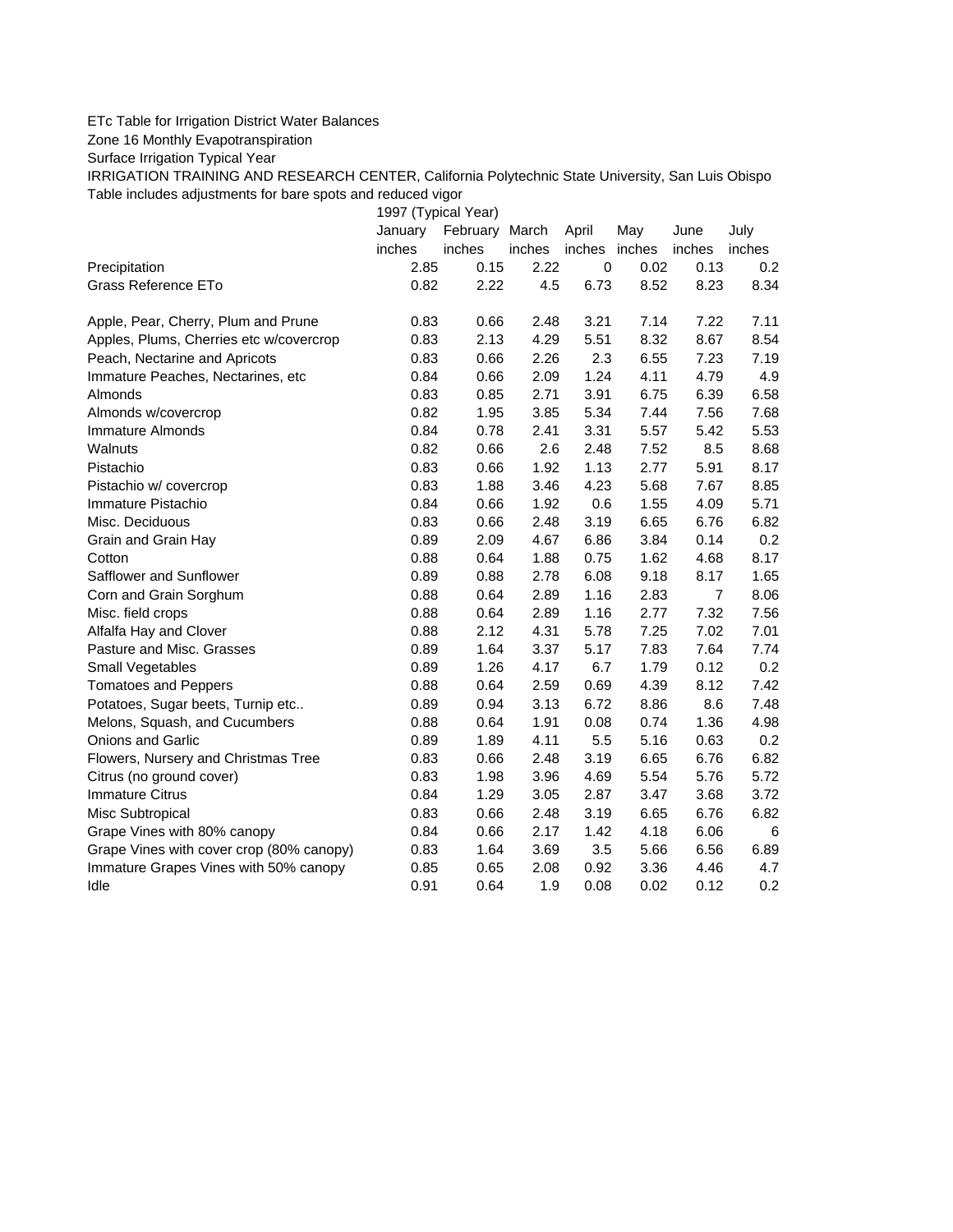ETc Table for Irrigation District Water Balances

Zone 16 Monthly Evapotranspiration

Surface Irrigation Typical Year

IRRIGATION TRAINING AND RESEARCH CENTER, California Polytechnic State University, San Luis Obispo

Table includes adjustments for bare spots and reduced vigor

| | 1997 (Typical Year) | | | | | | |
|---|---|---|---|---|---|---|---|
| | January | February | March | April | May | June | July |
| | inches | inches | inches | inches | inches | inches | inches |
| Precipitation | 2.85 | 0.15 | 2.22 | 0 | 0.02 | 0.13 | 0.2 |
| Grass Reference ETo | 0.82 | 2.22 | 4.5 | 6.73 | 8.52 | 8.23 | 8.34 |
| | | | | | | | |
| Apple, Pear, Cherry, Plum and Prune | 0.83 | 0.66 | 2.48 | 3.21 | 7.14 | 7.22 | 7.11 |
| Apples, Plums, Cherries etc w/covercrop | 0.83 | 2.13 | 4.29 | 5.51 | 8.32 | 8.67 | 8.54 |
| Peach, Nectarine and Apricots | 0.83 | 0.66 | 2.26 | 2.3 | 6.55 | 7.23 | 7.19 |
| Immature Peaches, Nectarines, etc | 0.84 | 0.66 | 2.09 | 1.24 | 4.11 | 4.79 | 4.9 |
| Almonds | 0.83 | 0.85 | 2.71 | 3.91 | 6.75 | 6.39 | 6.58 |
| Almonds w/covercrop | 0.82 | 1.95 | 3.85 | 5.34 | 7.44 | 7.56 | 7.68 |
| Immature Almonds | 0.84 | 0.78 | 2.41 | 3.31 | 5.57 | 5.42 | 5.53 |
| Walnuts | 0.82 | 0.66 | 2.6 | 2.48 | 7.52 | 8.5 | 8.68 |
| Pistachio | 0.83 | 0.66 | 1.92 | 1.13 | 2.77 | 5.91 | 8.17 |
| Pistachio w/ covercrop | 0.83 | 1.88 | 3.46 | 4.23 | 5.68 | 7.67 | 8.85 |
| Immature Pistachio | 0.84 | 0.66 | 1.92 | 0.6 | 1.55 | 4.09 | 5.71 |
| Misc. Deciduous | 0.83 | 0.66 | 2.48 | 3.19 | 6.65 | 6.76 | 6.82 |
| Grain and Grain Hay | 0.89 | 2.09 | 4.67 | 6.86 | 3.84 | 0.14 | 0.2 |
| Cotton | 0.88 | 0.64 | 1.88 | 0.75 | 1.62 | 4.68 | 8.17 |
| Safflower and Sunflower | 0.89 | 0.88 | 2.78 | 6.08 | 9.18 | 8.17 | 1.65 |
| Corn and Grain Sorghum | 0.88 | 0.64 | 2.89 | 1.16 | 2.83 | 7 | 8.06 |
| Misc. field crops | 0.88 | 0.64 | 2.89 | 1.16 | 2.77 | 7.32 | 7.56 |
| Alfalfa Hay and Clover | 0.88 | 2.12 | 4.31 | 5.78 | 7.25 | 7.02 | 7.01 |
| Pasture and Misc. Grasses | 0.89 | 1.64 | 3.37 | 5.17 | 7.83 | 7.64 | 7.74 |
| Small Vegetables | 0.89 | 1.26 | 4.17 | 6.7 | 1.79 | 0.12 | 0.2 |
| Tomatoes and Peppers | 0.88 | 0.64 | 2.59 | 0.69 | 4.39 | 8.12 | 7.42 |
| Potatoes, Sugar beets, Turnip etc.. | 0.89 | 0.94 | 3.13 | 6.72 | 8.86 | 8.6 | 7.48 |
| Melons, Squash, and Cucumbers | 0.88 | 0.64 | 1.91 | 0.08 | 0.74 | 1.36 | 4.98 |
| Onions and Garlic | 0.89 | 1.89 | 4.11 | 5.5 | 5.16 | 0.63 | 0.2 |
| Flowers, Nursery and Christmas Tree | 0.83 | 0.66 | 2.48 | 3.19 | 6.65 | 6.76 | 6.82 |
| Citrus (no ground cover) | 0.83 | 1.98 | 3.96 | 4.69 | 5.54 | 5.76 | 5.72 |
| Immature Citrus | 0.84 | 1.29 | 3.05 | 2.87 | 3.47 | 3.68 | 3.72 |
| Misc Subtropical | 0.83 | 0.66 | 2.48 | 3.19 | 6.65 | 6.76 | 6.82 |
| Grape Vines with 80% canopy | 0.84 | 0.66 | 2.17 | 1.42 | 4.18 | 6.06 | 6 |
| Grape Vines with cover crop (80% canopy) | 0.83 | 1.64 | 3.69 | 3.5 | 5.66 | 6.56 | 6.89 |
| Immature Grapes Vines with 50% canopy | 0.85 | 0.65 | 2.08 | 0.92 | 3.36 | 4.46 | 4.7 |
| Idle | 0.91 | 0.64 | 1.9 | 0.08 | 0.02 | 0.12 | 0.2 |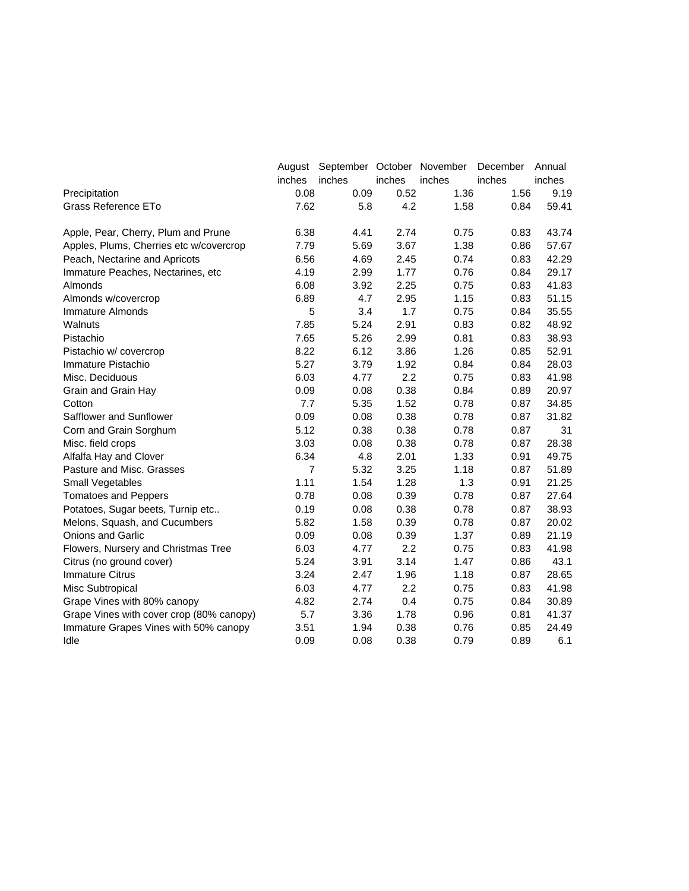| | August inches | September inches | October inches | November inches | December inches | Annual inches |
|---|---|---|---|---|---|---|
| Precipitation | 0.08 | 0.09 | 0.52 | 1.36 | 1.56 | 9.19 |
| Grass Reference ETo | 7.62 | 5.8 | 4.2 | 1.58 | 0.84 | 59.41 |
| | | | | | | |
| Apple, Pear, Cherry, Plum and Prune | 6.38 | 4.41 | 2.74 | 0.75 | 0.83 | 43.74 |
| Apples, Plums, Cherries etc w/covercrop | 7.79 | 5.69 | 3.67 | 1.38 | 0.86 | 57.67 |
| Peach, Nectarine and Apricots | 6.56 | 4.69 | 2.45 | 0.74 | 0.83 | 42.29 |
| Immature Peaches, Nectarines, etc | 4.19 | 2.99 | 1.77 | 0.76 | 0.84 | 29.17 |
| Almonds | 6.08 | 3.92 | 2.25 | 0.75 | 0.83 | 41.83 |
| Almonds w/covercrop | 6.89 | 4.7 | 2.95 | 1.15 | 0.83 | 51.15 |
| Immature Almonds | 5 | 3.4 | 1.7 | 0.75 | 0.84 | 35.55 |
| Walnuts | 7.85 | 5.24 | 2.91 | 0.83 | 0.82 | 48.92 |
| Pistachio | 7.65 | 5.26 | 2.99 | 0.81 | 0.83 | 38.93 |
| Pistachio w/ covercrop | 8.22 | 6.12 | 3.86 | 1.26 | 0.85 | 52.91 |
| Immature Pistachio | 5.27 | 3.79 | 1.92 | 0.84 | 0.84 | 28.03 |
| Misc. Deciduous | 6.03 | 4.77 | 2.2 | 0.75 | 0.83 | 41.98 |
| Grain and Grain Hay | 0.09 | 0.08 | 0.38 | 0.84 | 0.89 | 20.97 |
| Cotton | 7.7 | 5.35 | 1.52 | 0.78 | 0.87 | 34.85 |
| Safflower and Sunflower | 0.09 | 0.08 | 0.38 | 0.78 | 0.87 | 31.82 |
| Corn and Grain Sorghum | 5.12 | 0.38 | 0.38 | 0.78 | 0.87 | 31 |
| Misc. field crops | 3.03 | 0.08 | 0.38 | 0.78 | 0.87 | 28.38 |
| Alfalfa Hay and Clover | 6.34 | 4.8 | 2.01 | 1.33 | 0.91 | 49.75 |
| Pasture and Misc. Grasses | 7 | 5.32 | 3.25 | 1.18 | 0.87 | 51.89 |
| Small Vegetables | 1.11 | 1.54 | 1.28 | 1.3 | 0.91 | 21.25 |
| Tomatoes and Peppers | 0.78 | 0.08 | 0.39 | 0.78 | 0.87 | 27.64 |
| Potatoes, Sugar beets, Turnip etc.. | 0.19 | 0.08 | 0.38 | 0.78 | 0.87 | 38.93 |
| Melons, Squash, and Cucumbers | 5.82 | 1.58 | 0.39 | 0.78 | 0.87 | 20.02 |
| Onions and Garlic | 0.09 | 0.08 | 0.39 | 1.37 | 0.89 | 21.19 |
| Flowers, Nursery and Christmas Tree | 6.03 | 4.77 | 2.2 | 0.75 | 0.83 | 41.98 |
| Citrus (no ground cover) | 5.24 | 3.91 | 3.14 | 1.47 | 0.86 | 43.1 |
| Immature Citrus | 3.24 | 2.47 | 1.96 | 1.18 | 0.87 | 28.65 |
| Misc Subtropical | 6.03 | 4.77 | 2.2 | 0.75 | 0.83 | 41.98 |
| Grape Vines with 80% canopy | 4.82 | 2.74 | 0.4 | 0.75 | 0.84 | 30.89 |
| Grape Vines with cover crop (80% canopy) | 5.7 | 3.36 | 1.78 | 0.96 | 0.81 | 41.37 |
| Immature Grapes Vines with 50% canopy | 3.51 | 1.94 | 0.38 | 0.76 | 0.85 | 24.49 |
| Idle | 0.09 | 0.08 | 0.38 | 0.79 | 0.89 | 6.1 |